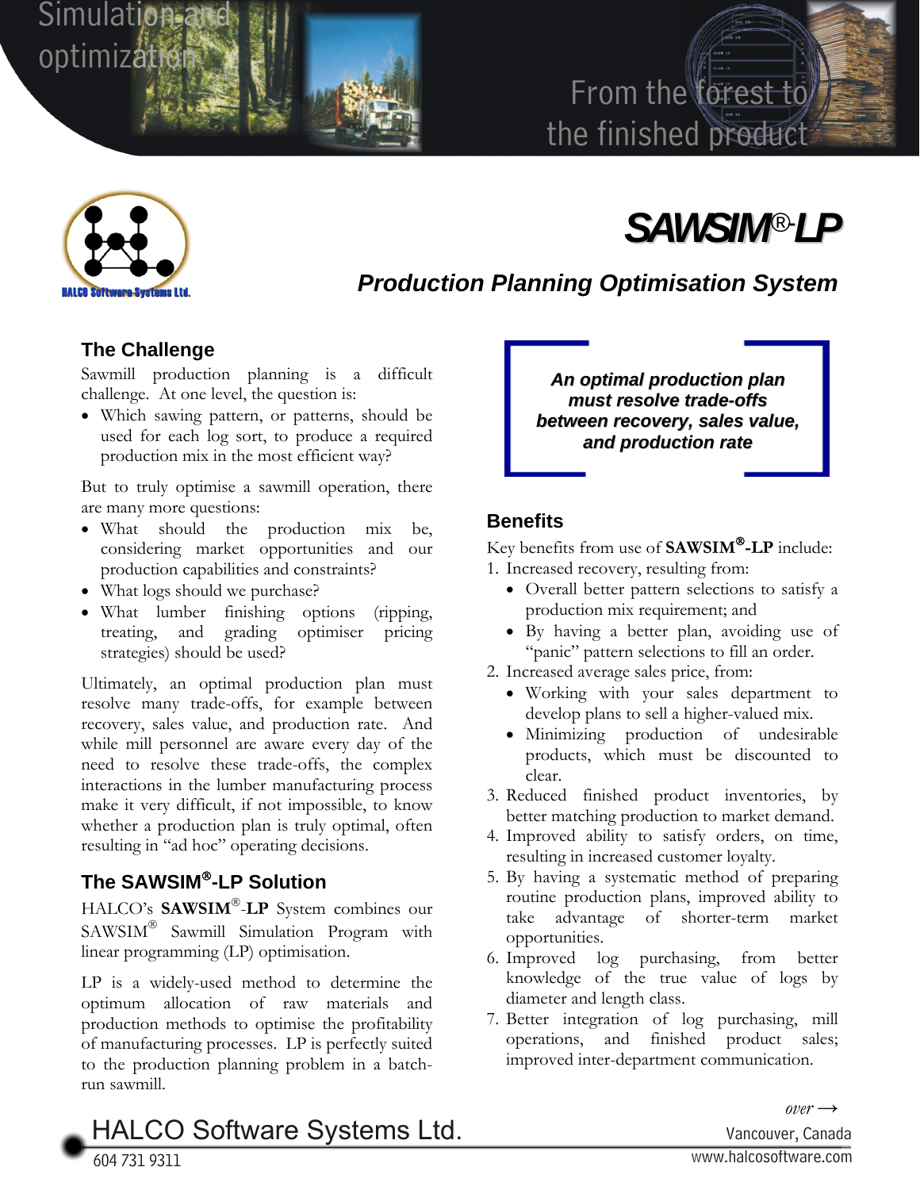Simulation and optimization

From the forest to the finished product

HALCO Software Systems Ltd.

# SAWSIM®-LP

## *Production Planning Optimisation System*

## The Challenge

Sawmill production planning is a difficult challenge. At one level, the question is:

- Which sawing pattern, or patterns, should be used for each log sort, to produce a required production mix in the most efficient way?

But to truly optimise a sawmill operation, there are many more questions:

- What should the production mix be, considering market opportunities and our production capabilities and constraints?
- What logs should we purchase?
- What lumber finishing options (ripping, treating, and grading optimiser pricing strategies) should be used?

Ultimately, an optimal production plan must resolve many trade-offs, for example between recovery, sales value, and production rate. And while mill personnel are aware every day of the need to resolve these trade-offs, the complex interactions in the lumber manufacturing process make it very difficult, if not impossible, to know whether a production plan is truly optimal, often resulting in "ad hoc" operating decisions.

## The SAWSIM®-LP Solution

HALCO's **SAWSIM®-LP** System combines our SAWSIM® Sawmill Simulation Program with linear programming (LP) optimisation.

LP is a widely-used method to determine the optimum allocation of raw materials and production methods to optimise the profitability of manufacturing processes. LP is perfectly suited to the production planning problem in a batch-run sawmill.

> ***An optimal production plan must resolve trade-offs between recovery, sales value, and production rate***

## Benefits

Key benefits from use of **SAWSIM®-LP** include:

1. Increased recovery, resulting from:
   - Overall better pattern selections to satisfy a production mix requirement; and
   - By having a better plan, avoiding use of "panic" pattern selections to fill an order.
2. Increased average sales price, from:
   - Working with your sales department to develop plans to sell a higher-valued mix.
   - Minimizing production of undesirable products, which must be discounted to clear.
3. Reduced finished product inventories, by better matching production to market demand.
4. Improved ability to satisfy orders, on time, resulting in increased customer loyalty.
5. By having a systematic method of preparing routine production plans, improved ability to take advantage of shorter-term market opportunities.
6. Improved log purchasing, from better knowledge of the true value of logs by diameter and length class.
7. Better integration of log purchasing, mill operations, and finished product sales; improved inter-department communication.

*over →*

HALCO Software Systems Ltd.
604 731 9311
Vancouver, Canada
www.halcosoftware.com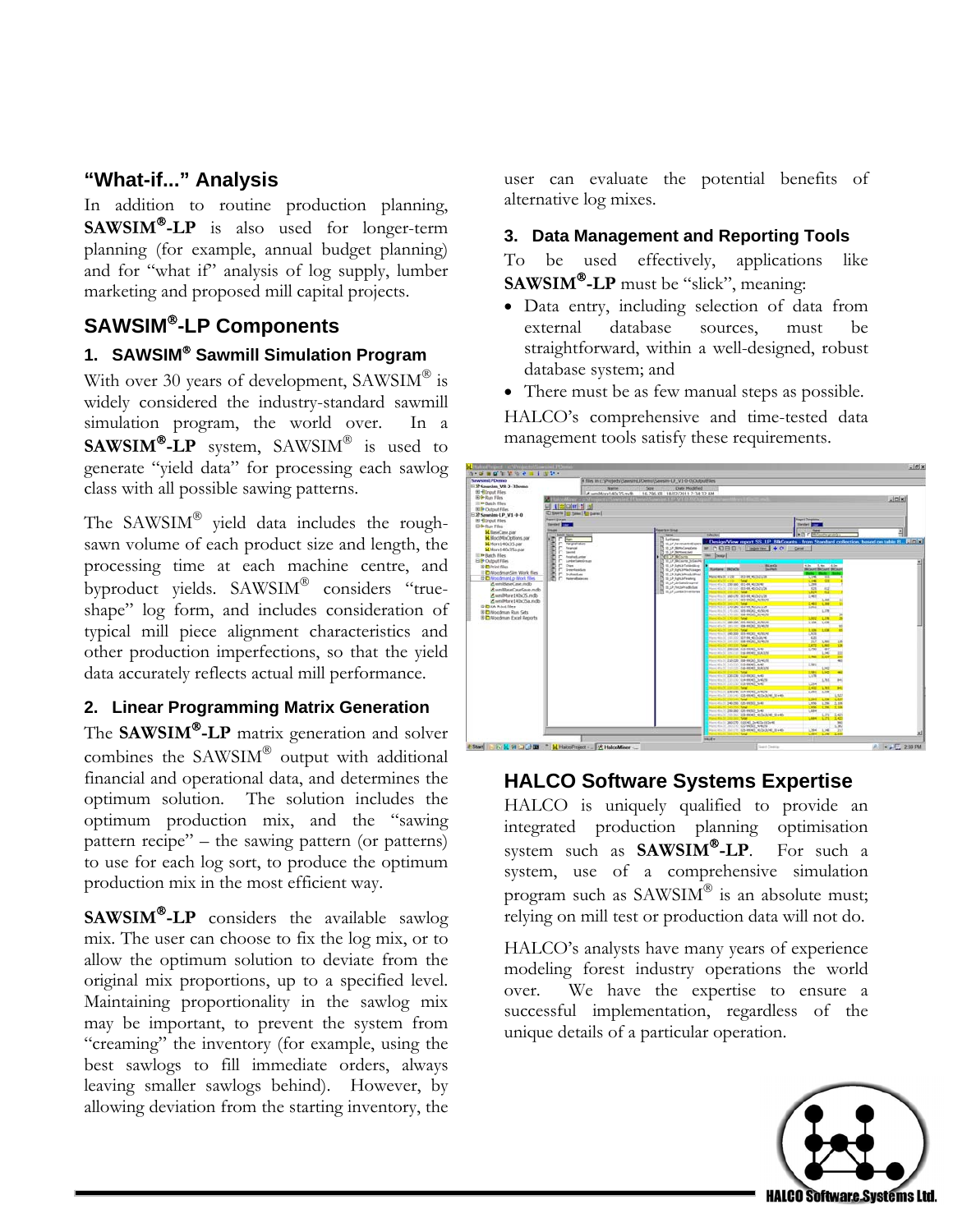## "What-if..." Analysis

In addition to routine production planning, **SAWSIM®-LP** is also used for longer-term planning (for example, annual budget planning) and for "what if" analysis of log supply, lumber marketing and proposed mill capital projects.

## SAWSIM®-LP Components

### 1. SAWSIM® Sawmill Simulation Program

With over 30 years of development, SAWSIM® is widely considered the industry-standard sawmill simulation program, the world over. In a **SAWSIM®-LP** system, SAWSIM® is used to generate "yield data" for processing each sawlog class with all possible sawing patterns.

The SAWSIM® yield data includes the rough-sawn volume of each product size and length, the processing time at each machine centre, and byproduct yields. SAWSIM® considers "true-shape" log form, and includes consideration of typical mill piece alignment characteristics and other production imperfections, so that the yield data accurately reflects actual mill performance.

### 2. Linear Programming Matrix Generation

The **SAWSIM®-LP** matrix generation and solver combines the SAWSIM® output with additional financial and operational data, and determines the optimum solution. The solution includes the optimum production mix, and the "sawing pattern recipe" – the sawing pattern (or patterns) to use for each log sort, to produce the optimum production mix in the most efficient way.

**SAWSIM®-LP** considers the available sawlog mix. The user can choose to fix the log mix, or to allow the optimum solution to deviate from the original mix proportions, up to a specified level. Maintaining proportionality in the sawlog mix may be important, to prevent the system from "creaming" the inventory (for example, using the best sawlogs to fill immediate orders, always leaving smaller sawlogs behind). However, by allowing deviation from the starting inventory, the user can evaluate the potential benefits of alternative log mixes.

### 3. Data Management and Reporting Tools

To be used effectively, applications like **SAWSIM®-LP** must be "slick", meaning:

- Data entry, including selection of data from external database sources, must be straightforward, within a well-designed, robust database system; and
- There must be as few manual steps as possible.

HALCO's comprehensive and time-tested data management tools satisfy these requirements.

## HALCO Software Systems Expertise

HALCO is uniquely qualified to provide an integrated production planning optimisation system such as **SAWSIM®-LP**. For such a system, use of a comprehensive simulation program such as SAWSIM® is an absolute must; relying on mill test or production data will not do.

HALCO's analysts have many years of experience modeling forest industry operations the world over. We have the expertise to ensure a successful implementation, regardless of the unique details of a particular operation.

HALCO Software Systems Ltd.